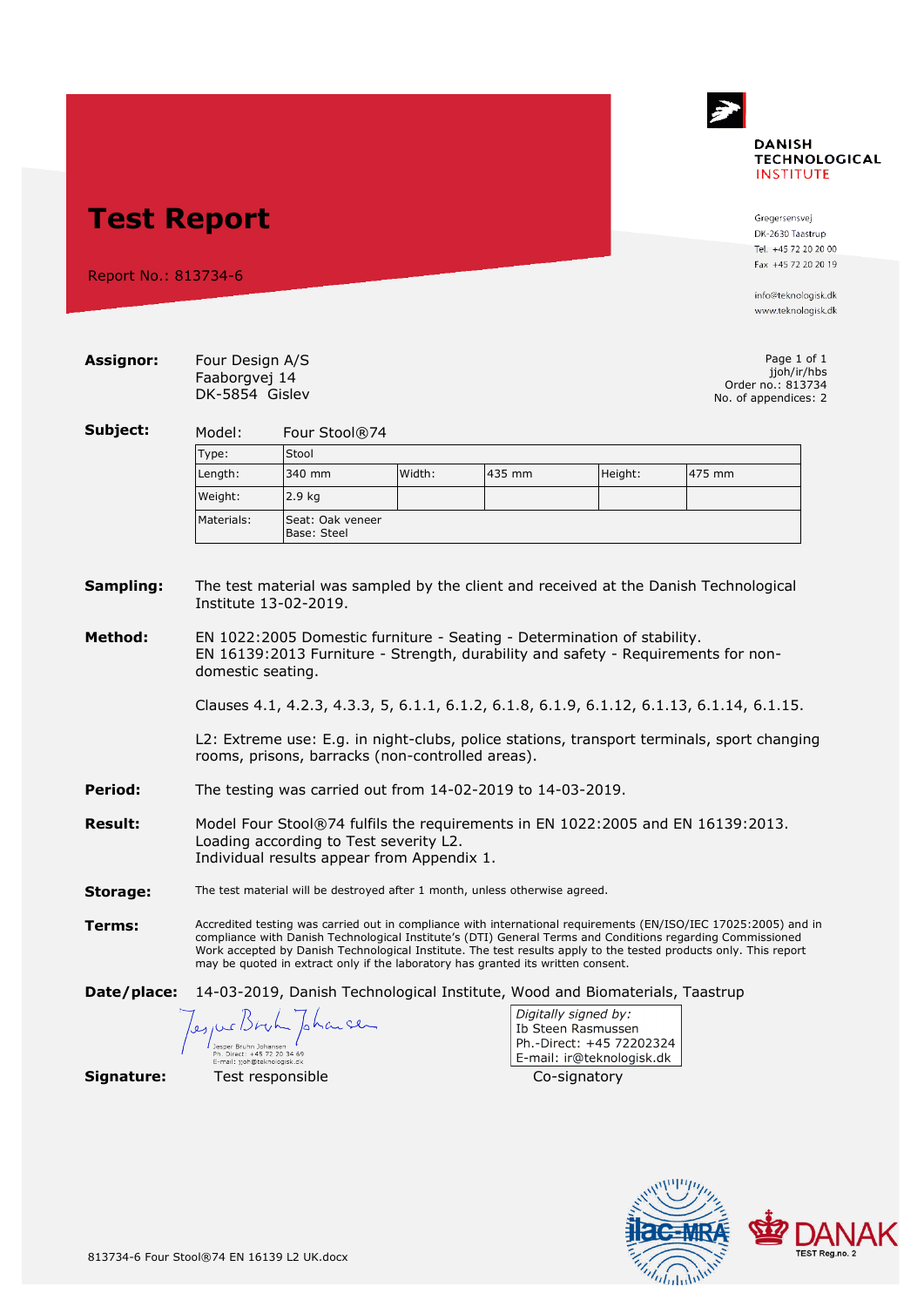# Test Report

Report No.: 813734-6

DANISH TECHNOLOGICAL INSTITUTE

Gregersensvej
DK-2630 Taastrup
Tel. +45 72 20 20 00
Fax +45 72 20 20 19

info@teknologisk.dk
www.teknologisk.dk

**Assignor:** Four Design A/S
Faaborgvej 14
DK-5854 Gislev

Page 1 of 1
jjoh/ir/hbs
Order no.: 813734
No. of appendices: 2

**Subject:** Model: Four Stool®74

| Type: | Stool | | | | |
|---|---|---|---|---|---|
| Length: | 340 mm | Width: | 435 mm | Height: | 475 mm |
| Weight: | 2.9 kg | | | | |
| Materials: | Seat: Oak veneer<br>Base: Steel | | | | |

**Sampling:** The test material was sampled by the client and received at the Danish Technological Institute 13-02-2019.

**Method:** EN 1022:2005 Domestic furniture - Seating - Determination of stability.
EN 16139:2013 Furniture - Strength, durability and safety - Requirements for non-domestic seating.

Clauses 4.1, 4.2.3, 4.3.3, 5, 6.1.1, 6.1.2, 6.1.8, 6.1.9, 6.1.12, 6.1.13, 6.1.14, 6.1.15.

L2: Extreme use: E.g. in night-clubs, police stations, transport terminals, sport changing rooms, prisons, barracks (non-controlled areas).

**Period:** The testing was carried out from 14-02-2019 to 14-03-2019.

**Result:** Model Four Stool®74 fulfils the requirements in EN 1022:2005 and EN 16139:2013.
Loading according to Test severity L2.
Individual results appear from Appendix 1.

**Storage:** The test material will be destroyed after 1 month, unless otherwise agreed.

**Terms:** Accredited testing was carried out in compliance with international requirements (EN/ISO/IEC 17025:2005) and in compliance with Danish Technological Institute's (DTI) General Terms and Conditions regarding Commissioned Work accepted by Danish Technological Institute. The test results apply to the tested products only. This report may be quoted in extract only if the laboratory has granted its written consent.

**Date/place:** 14-03-2019, Danish Technological Institute, Wood and Biomaterials, Taastrup

Jesper Bruhn Johansen
Ph.-Direct: +45 72 20 34 69
E-mail: jjoh@teknologisk.dk

Digitally signed by:
Ib Steen Rasmussen
Ph.-Direct: +45 72202324
E-mail: ir@teknologisk.dk

**Signature:** Test responsible | Co-signatory

DANAK TEST Reg.no. 2

813734-6 Four Stool®74 EN 16139 L2 UK.docx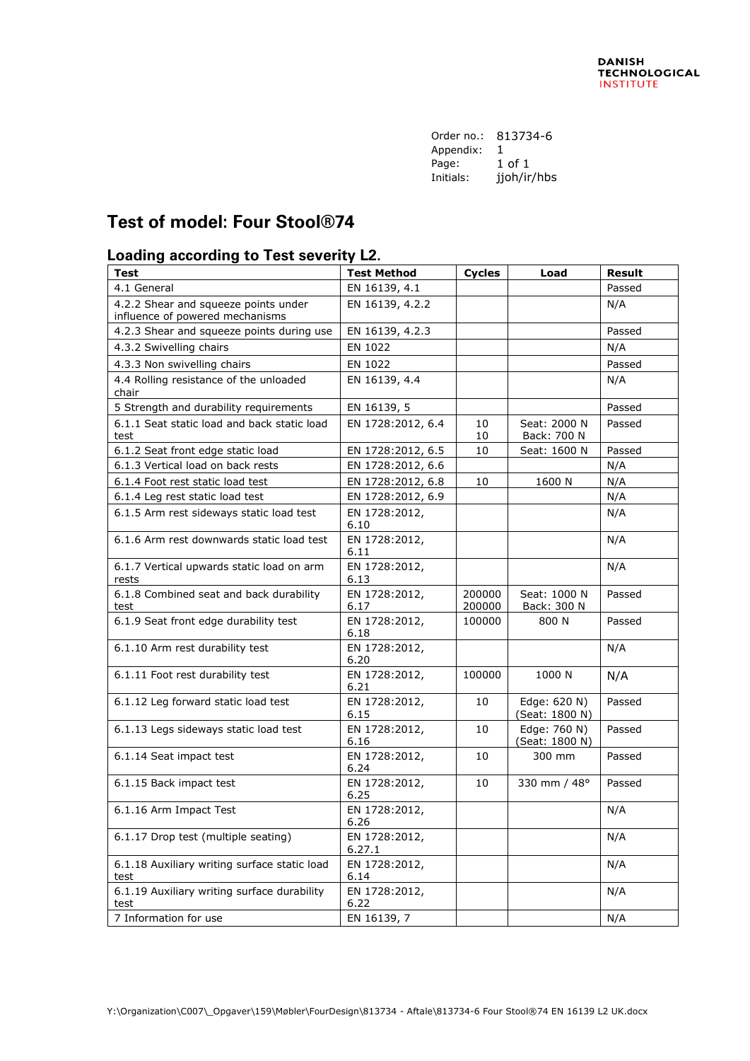Order no.: 813734-6
Appendix: 1
Page: 1 of 1
Initials: jjoh/ir/hbs

# Test of model: Four Stool®74

## Loading according to Test severity L2.

| Test | Test Method | Cycles | Load | Result |
|---|---|---|---|---|
| 4.1 General | EN 16139, 4.1 | | | Passed |
| 4.2.2 Shear and squeeze points under influence of powered mechanisms | EN 16139, 4.2.2 | | | N/A |
| 4.2.3 Shear and squeeze points during use | EN 16139, 4.2.3 | | | Passed |
| 4.3.2 Swivelling chairs | EN 1022 | | | N/A |
| 4.3.3 Non swivelling chairs | EN 1022 | | | Passed |
| 4.4 Rolling resistance of the unloaded chair | EN 16139, 4.4 | | | N/A |
| 5 Strength and durability requirements | EN 16139, 5 | | | Passed |
| 6.1.1 Seat static load and back static load test | EN 1728:2012, 6.4 | 10<br>10 | Seat: 2000 N<br>Back: 700 N | Passed |
| 6.1.2 Seat front edge static load | EN 1728:2012, 6.5 | 10 | Seat: 1600 N | Passed |
| 6.1.3 Vertical load on back rests | EN 1728:2012, 6.6 | | | N/A |
| 6.1.4 Foot rest static load test | EN 1728:2012, 6.8 | 10 | 1600 N | N/A |
| 6.1.4 Leg rest static load test | EN 1728:2012, 6.9 | | | N/A |
| 6.1.5 Arm rest sideways static load test | EN 1728:2012, 6.10 | | | N/A |
| 6.1.6 Arm rest downwards static load test | EN 1728:2012, 6.11 | | | N/A |
| 6.1.7 Vertical upwards static load on arm rests | EN 1728:2012, 6.13 | | | N/A |
| 6.1.8 Combined seat and back durability test | EN 1728:2012, 6.17 | 200000<br>200000 | Seat: 1000 N<br>Back: 300 N | Passed |
| 6.1.9 Seat front edge durability test | EN 1728:2012, 6.18 | 100000 | 800 N | Passed |
| 6.1.10 Arm rest durability test | EN 1728:2012, 6.20 | | | N/A |
| 6.1.11 Foot rest durability test | EN 1728:2012, 6.21 | 100000 | 1000 N | N/A |
| 6.1.12 Leg forward static load test | EN 1728:2012, 6.15 | 10 | Edge: 620 N)<br>(Seat: 1800 N) | Passed |
| 6.1.13 Legs sideways static load test | EN 1728:2012, 6.16 | 10 | Edge: 760 N)<br>(Seat: 1800 N) | Passed |
| 6.1.14 Seat impact test | EN 1728:2012, 6.24 | 10 | 300 mm | Passed |
| 6.1.15 Back impact test | EN 1728:2012, 6.25 | 10 | 330 mm / 48° | Passed |
| 6.1.16 Arm Impact Test | EN 1728:2012, 6.26 | | | N/A |
| 6.1.17 Drop test (multiple seating) | EN 1728:2012, 6.27.1 | | | N/A |
| 6.1.18 Auxiliary writing surface static load test | EN 1728:2012, 6.14 | | | N/A |
| 6.1.19 Auxiliary writing surface durability test | EN 1728:2012, 6.22 | | | N/A |
| 7 Information for use | EN 16139, 7 | | | N/A |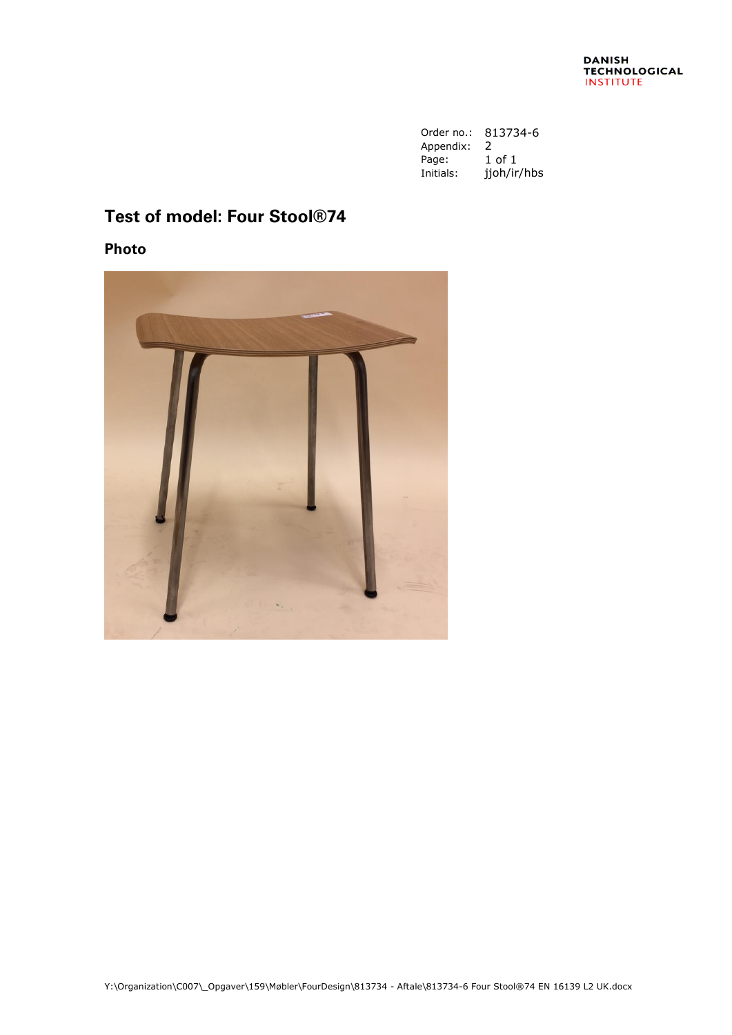Order no.: 813734-6
Appendix: 2
Page: 1 of 1
Initials: jjoh/ir/hbs

## Test of model: Four Stool®74

### Photo